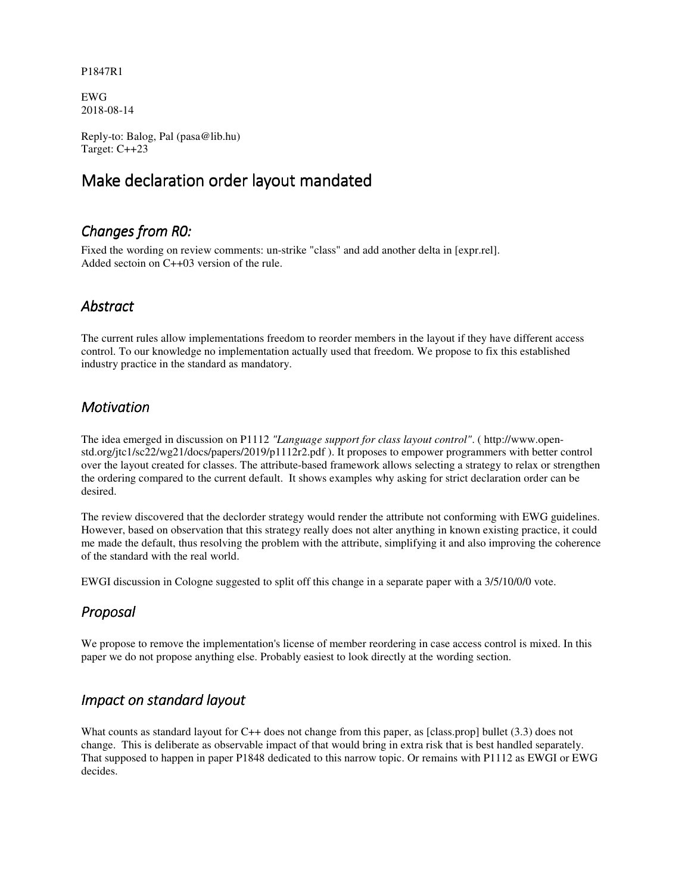P1847R1

EWG
2018-08-14

Reply-to: Balog, Pal (pasa@lib.hu)
Target: C++23

# Make declaration order layout mandated

## *Changes from R0:*

Fixed the wording on review comments: un-strike "class" and add another delta in [expr.rel].
Added sectoin on C++03 version of the rule.

## *Abstract*

The current rules allow implementations freedom to reorder members in the layout if they have different access control. To our knowledge no implementation actually used that freedom. We propose to fix this established industry practice in the standard as mandatory.

## *Motivation*

The idea emerged in discussion on P1112 *"Language support for class layout control"*. ( http://www.open-std.org/jtc1/sc22/wg21/docs/papers/2019/p1112r2.pdf ). It proposes to empower programmers with better control over the layout created for classes. The attribute-based framework allows selecting a strategy to relax or strengthen the ordering compared to the current default. It shows examples why asking for strict declaration order can be desired.

The review discovered that the declorder strategy would render the attribute not conforming with EWG guidelines. However, based on observation that this strategy really does not alter anything in known existing practice, it could me made the default, thus resolving the problem with the attribute, simplifying it and also improving the coherence of the standard with the real world.

EWGI discussion in Cologne suggested to split off this change in a separate paper with a 3/5/10/0/0 vote.

## *Proposal*

We propose to remove the implementation's license of member reordering in case access control is mixed. In this paper we do not propose anything else. Probably easiest to look directly at the wording section.

## *Impact on standard layout*

What counts as standard layout for C++ does not change from this paper, as [class.prop] bullet (3.3) does not change. This is deliberate as observable impact of that would bring in extra risk that is best handled separately. That supposed to happen in paper P1848 dedicated to this narrow topic. Or remains with P1112 as EWGI or EWG decides.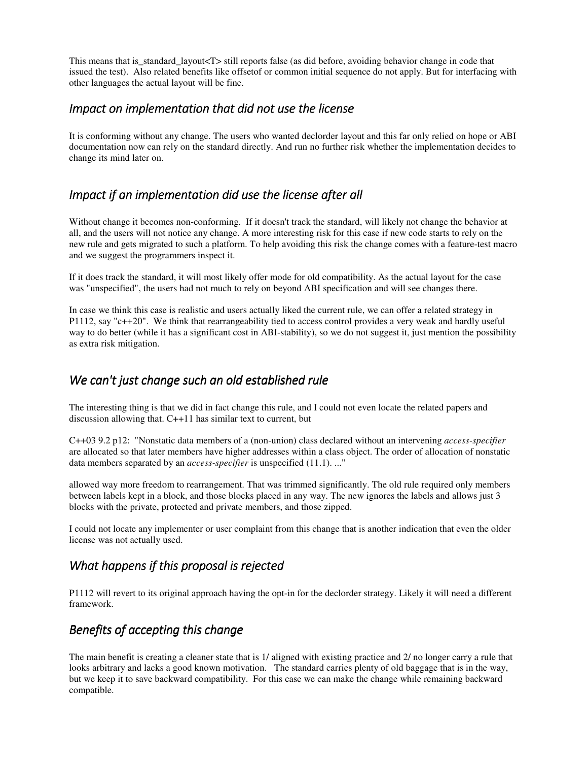This means that is_standard_layout<T> still reports false (as did before, avoiding behavior change in code that issued the test). Also related benefits like offsetof or common initial sequence do not apply. But for interfacing with other languages the actual layout will be fine.

## *Impact on implementation that did not use the license*

It is conforming without any change. The users who wanted declorder layout and this far only relied on hope or ABI documentation now can rely on the standard directly. And run no further risk whether the implementation decides to change its mind later on.

## *Impact if an implementation did use the license after all*

Without change it becomes non-conforming. If it doesn't track the standard, will likely not change the behavior at all, and the users will not notice any change. A more interesting risk for this case if new code starts to rely on the new rule and gets migrated to such a platform. To help avoiding this risk the change comes with a feature-test macro and we suggest the programmers inspect it.

If it does track the standard, it will most likely offer mode for old compatibility. As the actual layout for the case was "unspecified", the users had not much to rely on beyond ABI specification and will see changes there.

In case we think this case is realistic and users actually liked the current rule, we can offer a related strategy in P1112, say "c++20". We think that rearrangeability tied to access control provides a very weak and hardly useful way to do better (while it has a significant cost in ABI-stability), so we do not suggest it, just mention the possibility as extra risk mitigation.

## *We can't just change such an old established rule*

The interesting thing is that we did in fact change this rule, and I could not even locate the related papers and discussion allowing that. C++11 has similar text to current, but

C++03 9.2 p12: "Nonstatic data members of a (non-union) class declared without an intervening *access-specifier* are allocated so that later members have higher addresses within a class object. The order of allocation of nonstatic data members separated by an *access-specifier* is unspecified (11.1). ..."

allowed way more freedom to rearrangement. That was trimmed significantly. The old rule required only members between labels kept in a block, and those blocks placed in any way. The new ignores the labels and allows just 3 blocks with the private, protected and private members, and those zipped.

I could not locate any implementer or user complaint from this change that is another indication that even the older license was not actually used.

## *What happens if this proposal is rejected*

P1112 will revert to its original approach having the opt-in for the declorder strategy. Likely it will need a different framework.

## *Benefits of accepting this change*

The main benefit is creating a cleaner state that is 1/ aligned with existing practice and 2/ no longer carry a rule that looks arbitrary and lacks a good known motivation. The standard carries plenty of old baggage that is in the way, but we keep it to save backward compatibility. For this case we can make the change while remaining backward compatible.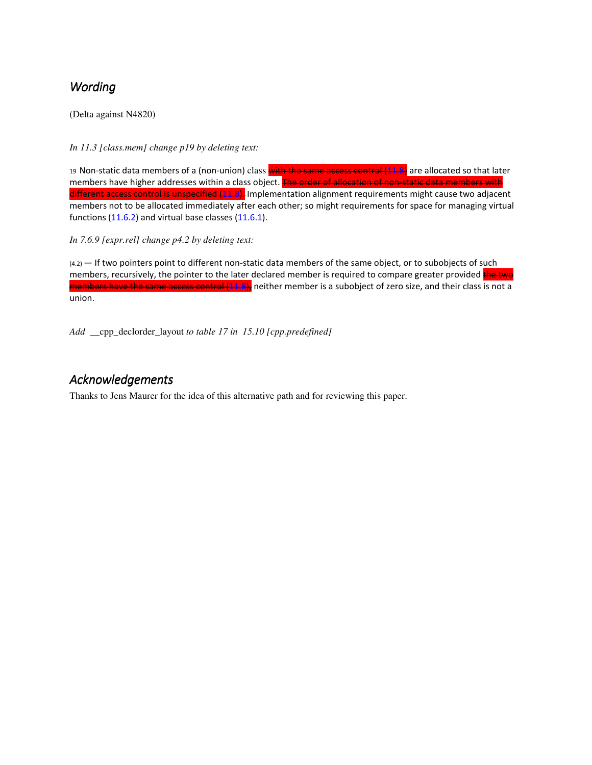## *Wording*

(Delta against N4820)

*In 11.3 [class.mem] change p19 by deleting text:*

19 Non-static data members of a (non-union) class ~~with the same access control (11.8)~~ are allocated so that later members have higher addresses within a class object. ~~The order of allocation of non-static data members with different access control is unspecified (11.8).~~ Implementation alignment requirements might cause two adjacent members not to be allocated immediately after each other; so might requirements for space for managing virtual functions (11.6.2) and virtual base classes (11.6.1).

*In 7.6.9 [expr.rel] change p4.2 by deleting text:*

(4.2) — If two pointers point to different non-static data members of the same object, or to subobjects of such members, recursively, the pointer to the later declared member is required to compare greater provided ~~the two members have the same access control (11.8),~~ neither member is a subobject of zero size, and their class is not a union.

*Add* __cpp_declorder_layout *to table 17 in 15.10 [cpp.predefined]*

## *Acknowledgements*

Thanks to Jens Maurer for the idea of this alternative path and for reviewing this paper.